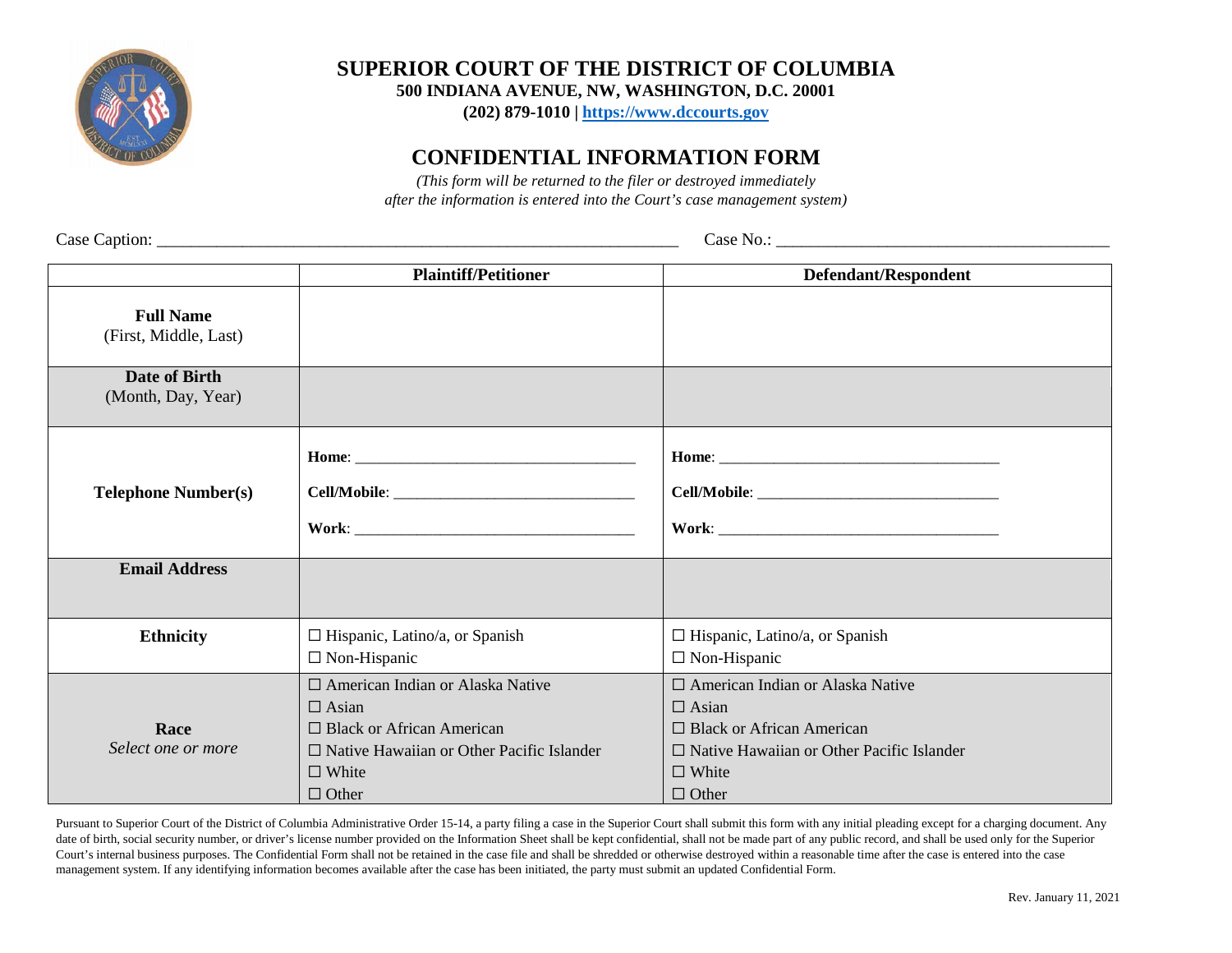# SUPERIOR COURT OF THE DISTRICT OF COLUMBIA

**500 INDIANA AVENUE, NW, WASHINGTON, D.C. 20001**

**(202) 879-1010 | https://www.dccourts.gov**

## CONFIDENTIAL INFORMATION FORM

*(This form will be returned to the filer or destroyed immediately after the information is entered into the Court's case management system)*

Case Caption: ______________________________________________ Case No.: ______________________________

| | **Plaintiff/Petitioner** | **Defendant/Respondent** |
|---|---|---|
| **Full Name** (First, Middle, Last) | | |
| **Date of Birth** (Month, Day, Year) | | |
| **Telephone Number(s)** | **Home**: ______________________<br>**Cell/Mobile**: ______________________<br>**Work**: ______________________ | **Home**: ______________________<br>**Cell/Mobile**: ______________________<br>**Work**: ______________________ |
| **Email Address** | | |
| **Ethnicity** | ☐ Hispanic, Latino/a, or Spanish<br>☐ Non-Hispanic | ☐ Hispanic, Latino/a, or Spanish<br>☐ Non-Hispanic |
| **Race** *Select one or more* | ☐ American Indian or Alaska Native<br>☐ Asian<br>☐ Black or African American<br>☐ Native Hawaiian or Other Pacific Islander<br>☐ White<br>☐ Other | ☐ American Indian or Alaska Native<br>☐ Asian<br>☐ Black or African American<br>☐ Native Hawaiian or Other Pacific Islander<br>☐ White<br>☐ Other |

Pursuant to Superior Court of the District of Columbia Administrative Order 15-14, a party filing a case in the Superior Court shall submit this form with any initial pleading except for a charging document. Any date of birth, social security number, or driver's license number provided on the Information Sheet shall be kept confidential, shall not be made part of any public record, and shall be used only for the Superior Court's internal business purposes. The Confidential Form shall not be retained in the case file and shall be shredded or otherwise destroyed within a reasonable time after the case is entered into the case management system. If any identifying information becomes available after the case has been initiated, the party must submit an updated Confidential Form.

Rev. January 11, 2021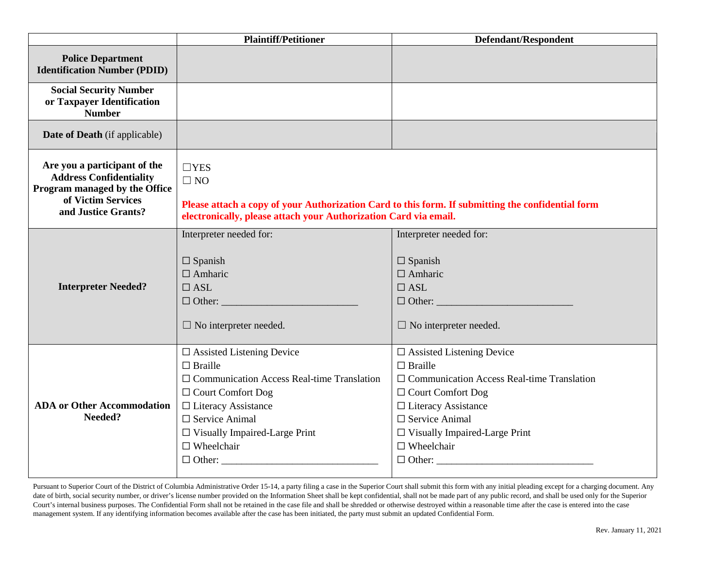| | Plaintiff/Petitioner | Defendant/Respondent |
|---|---|---|
| **Police Department Identification Number (PDID)** | | |
| **Social Security Number or Taxpayer Identification Number** | | |
| **Date of Death** (if applicable) | | |
| **Are you a participant of the Address Confidentiality Program managed by the Office of Victim Services and Justice Grants?** | ☐YES<br>☐ NO<br><br>**Please attach a copy of your Authorization Card to this form. If submitting the confidential form electronically, please attach your Authorization Card via email.** | |
| **Interpreter Needed?** | Interpreter needed for:<br><br>☐ Spanish<br>☐ Amharic<br>☐ ASL<br>☐ Other: ___________________________<br><br>☐ No interpreter needed. | Interpreter needed for:<br><br>☐ Spanish<br>☐ Amharic<br>☐ ASL<br>☐ Other: ___________________________<br><br>☐ No interpreter needed. |
| **ADA or Other Accommodation Needed?** | ☐ Assisted Listening Device<br>☐ Braille<br>☐ Communication Access Real-time Translation<br>☐ Court Comfort Dog<br>☐ Literacy Assistance<br>☐ Service Animal<br>☐ Visually Impaired-Large Print<br>☐ Wheelchair<br>☐ Other: _______________________________ | ☐ Assisted Listening Device<br>☐ Braille<br>☐ Communication Access Real-time Translation<br>☐ Court Comfort Dog<br>☐ Literacy Assistance<br>☐ Service Animal<br>☐ Visually Impaired-Large Print<br>☐ Wheelchair<br>☐ Other: _______________________________ |

Pursuant to Superior Court of the District of Columbia Administrative Order 15-14, a party filing a case in the Superior Court shall submit this form with any initial pleading except for a charging document. Any date of birth, social security number, or driver's license number provided on the Information Sheet shall be kept confidential, shall not be made part of any public record, and shall be used only for the Superior Court's internal business purposes. The Confidential Form shall not be retained in the case file and shall be shredded or otherwise destroyed within a reasonable time after the case is entered into the case management system. If any identifying information becomes available after the case has been initiated, the party must submit an updated Confidential Form.

Rev. January 11, 2021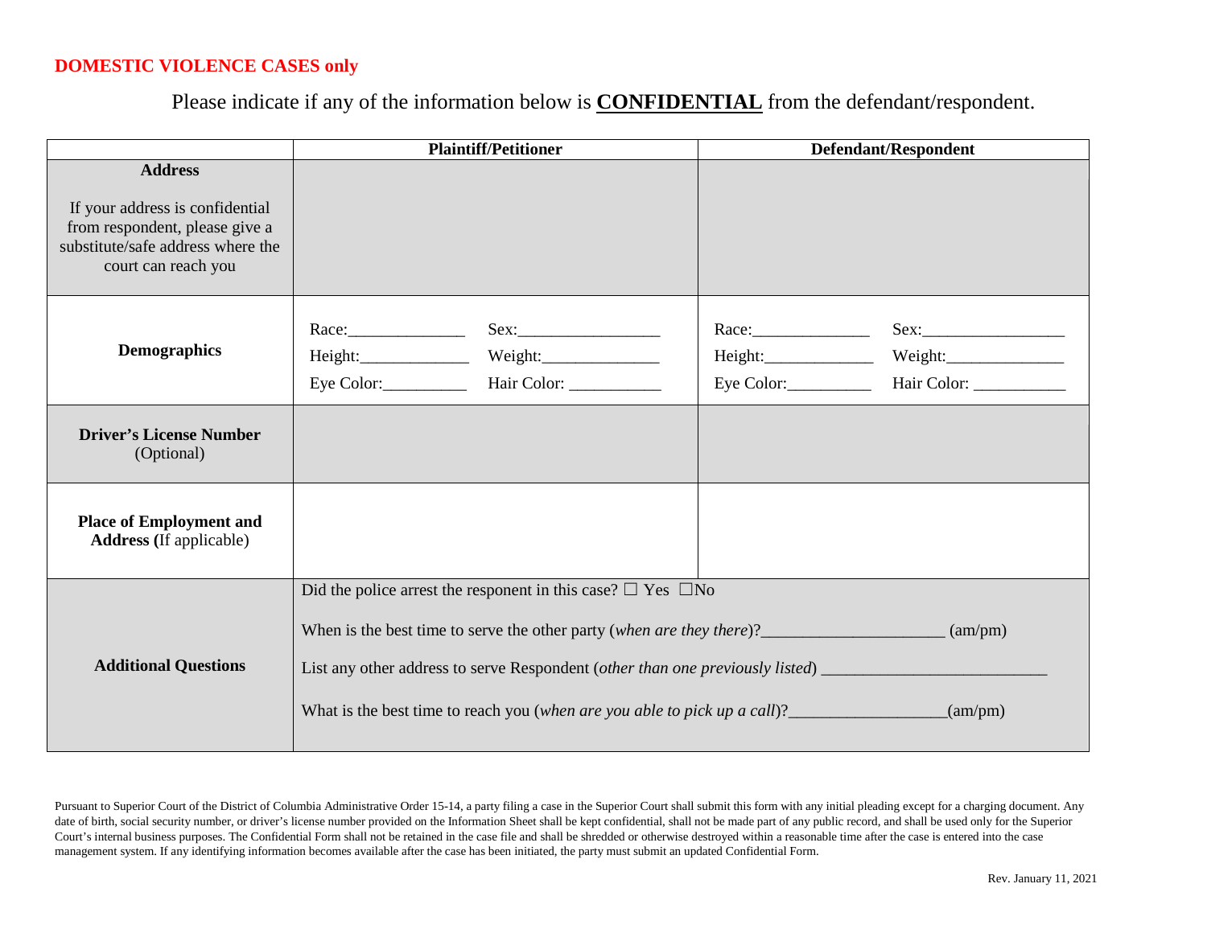**DOMESTIC VIOLENCE CASES only**

Please indicate if any of the information below is **CONFIDENTIAL** from the defendant/respondent.

| | **Plaintiff/Petitioner** | **Defendant/Respondent** |
|---|---|---|
| **Address**<br><br>If your address is confidential from respondent, please give a substitute/safe address where the court can reach you | | |
| **Demographics** | Race:______________ Sex:_________________<br>Height:_____________ Weight:______________<br>Eye Color:__________ Hair Color: ___________ | Race:______________ Sex:_________________<br>Height:_____________ Weight:______________<br>Eye Color:__________ Hair Color: ___________ |
| **Driver's License Number** (Optional) | | |
| **Place of Employment and Address (**If applicable) | | |
| **Additional Questions** | Did the police arrest the responent in this case? ☐ Yes ☐No<br><br>When is the best time to serve the other party (*when are they there*)?______________________ (am/pm)<br><br>List any other address to serve Respondent (*other than one previously listed*) ___________________________<br><br>What is the best time to reach you (*when are you able to pick up a call*)?__________________(am/pm) | |

Pursuant to Superior Court of the District of Columbia Administrative Order 15-14, a party filing a case in the Superior Court shall submit this form with any initial pleading except for a charging document. Any date of birth, social security number, or driver's license number provided on the Information Sheet shall be kept confidential, shall not be made part of any public record, and shall be used only for the Superior Court's internal business purposes. The Confidential Form shall not be retained in the case file and shall be shredded or otherwise destroyed within a reasonable time after the case is entered into the case management system. If any identifying information becomes available after the case has been initiated, the party must submit an updated Confidential Form.

Rev. January 11, 2021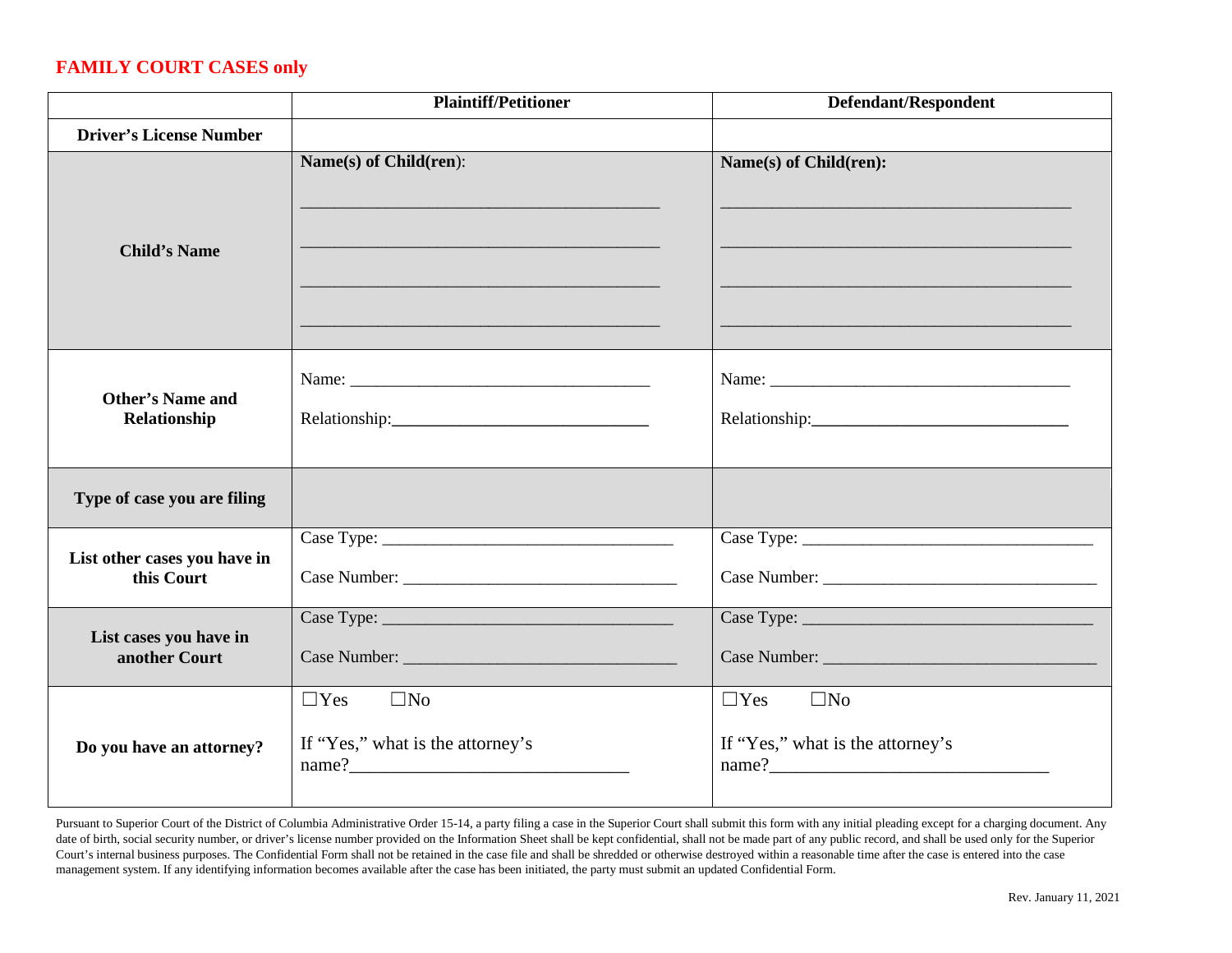## FAMILY COURT CASES only

| | Plaintiff/Petitioner | Defendant/Respondent |
|---|---|---|
| **Driver's License Number** | | |
| **Child's Name** | **Name(s) of Child(ren)**:<br>\_\_\_\_\_\_\_\_\_\_\_\_\_\_\_\_\_\_\_\_\_\_\_\_\_\_\_\_\_\_\_\_\_\_\_\_\_\_\_\_\_<br>\_\_\_\_\_\_\_\_\_\_\_\_\_\_\_\_\_\_\_\_\_\_\_\_\_\_\_\_\_\_\_\_\_\_\_\_\_\_\_\_\_<br>\_\_\_\_\_\_\_\_\_\_\_\_\_\_\_\_\_\_\_\_\_\_\_\_\_\_\_\_\_\_\_\_\_\_\_\_\_\_\_\_\_<br>\_\_\_\_\_\_\_\_\_\_\_\_\_\_\_\_\_\_\_\_\_\_\_\_\_\_\_\_\_\_\_\_\_\_\_\_\_\_\_\_\_ | **Name(s) of Child(ren):**<br>\_\_\_\_\_\_\_\_\_\_\_\_\_\_\_\_\_\_\_\_\_\_\_\_\_\_\_\_\_\_\_\_\_\_\_\_\_\_\_\_\_<br>\_\_\_\_\_\_\_\_\_\_\_\_\_\_\_\_\_\_\_\_\_\_\_\_\_\_\_\_\_\_\_\_\_\_\_\_\_\_\_\_\_<br>\_\_\_\_\_\_\_\_\_\_\_\_\_\_\_\_\_\_\_\_\_\_\_\_\_\_\_\_\_\_\_\_\_\_\_\_\_\_\_\_\_<br>\_\_\_\_\_\_\_\_\_\_\_\_\_\_\_\_\_\_\_\_\_\_\_\_\_\_\_\_\_\_\_\_\_\_\_\_\_\_\_\_\_ |
| **Other's Name and Relationship** | Name: \_\_\_\_\_\_\_\_\_\_\_\_\_\_\_\_\_\_\_\_\_\_\_\_\_\_\_\_\_\_\_\_\_\_<br>Relationship:\_\_\_\_\_\_\_\_\_\_\_\_\_\_\_\_\_\_\_\_\_\_\_\_\_\_\_\_\_\_ | Name: \_\_\_\_\_\_\_\_\_\_\_\_\_\_\_\_\_\_\_\_\_\_\_\_\_\_\_\_\_\_\_\_\_\_<br>Relationship:\_\_\_\_\_\_\_\_\_\_\_\_\_\_\_\_\_\_\_\_\_\_\_\_\_\_\_\_\_\_ |
| **Type of case you are filing** | | |
| **List other cases you have in this Court** | Case Type: \_\_\_\_\_\_\_\_\_\_\_\_\_\_\_\_\_\_\_\_\_\_\_\_\_\_\_\_\_\_\_\_\_<br>Case Number: \_\_\_\_\_\_\_\_\_\_\_\_\_\_\_\_\_\_\_\_\_\_\_\_\_\_\_\_\_\_\_ | Case Type: \_\_\_\_\_\_\_\_\_\_\_\_\_\_\_\_\_\_\_\_\_\_\_\_\_\_\_\_\_\_\_\_\_<br>Case Number: \_\_\_\_\_\_\_\_\_\_\_\_\_\_\_\_\_\_\_\_\_\_\_\_\_\_\_\_\_\_\_ |
| **List cases you have in another Court** | Case Type: \_\_\_\_\_\_\_\_\_\_\_\_\_\_\_\_\_\_\_\_\_\_\_\_\_\_\_\_\_\_\_\_\_<br>Case Number: \_\_\_\_\_\_\_\_\_\_\_\_\_\_\_\_\_\_\_\_\_\_\_\_\_\_\_\_\_\_\_ | Case Type: \_\_\_\_\_\_\_\_\_\_\_\_\_\_\_\_\_\_\_\_\_\_\_\_\_\_\_\_\_\_\_\_\_<br>Case Number: \_\_\_\_\_\_\_\_\_\_\_\_\_\_\_\_\_\_\_\_\_\_\_\_\_\_\_\_\_\_\_ |
| **Do you have an attorney?** | ☐Yes ☐No<br>If "Yes," what is the attorney's name?\_\_\_\_\_\_\_\_\_\_\_\_\_\_\_\_\_\_\_\_\_\_\_\_\_\_\_\_\_\_ | ☐Yes ☐No<br>If "Yes," what is the attorney's name?\_\_\_\_\_\_\_\_\_\_\_\_\_\_\_\_\_\_\_\_\_\_\_\_\_\_\_\_\_\_ |

Pursuant to Superior Court of the District of Columbia Administrative Order 15-14, a party filing a case in the Superior Court shall submit this form with any initial pleading except for a charging document. Any date of birth, social security number, or driver's license number provided on the Information Sheet shall be kept confidential, shall not be made part of any public record, and shall be used only for the Superior Court's internal business purposes. The Confidential Form shall not be retained in the case file and shall be shredded or otherwise destroyed within a reasonable time after the case is entered into the case management system. If any identifying information becomes available after the case has been initiated, the party must submit an updated Confidential Form.

Rev. January 11, 2021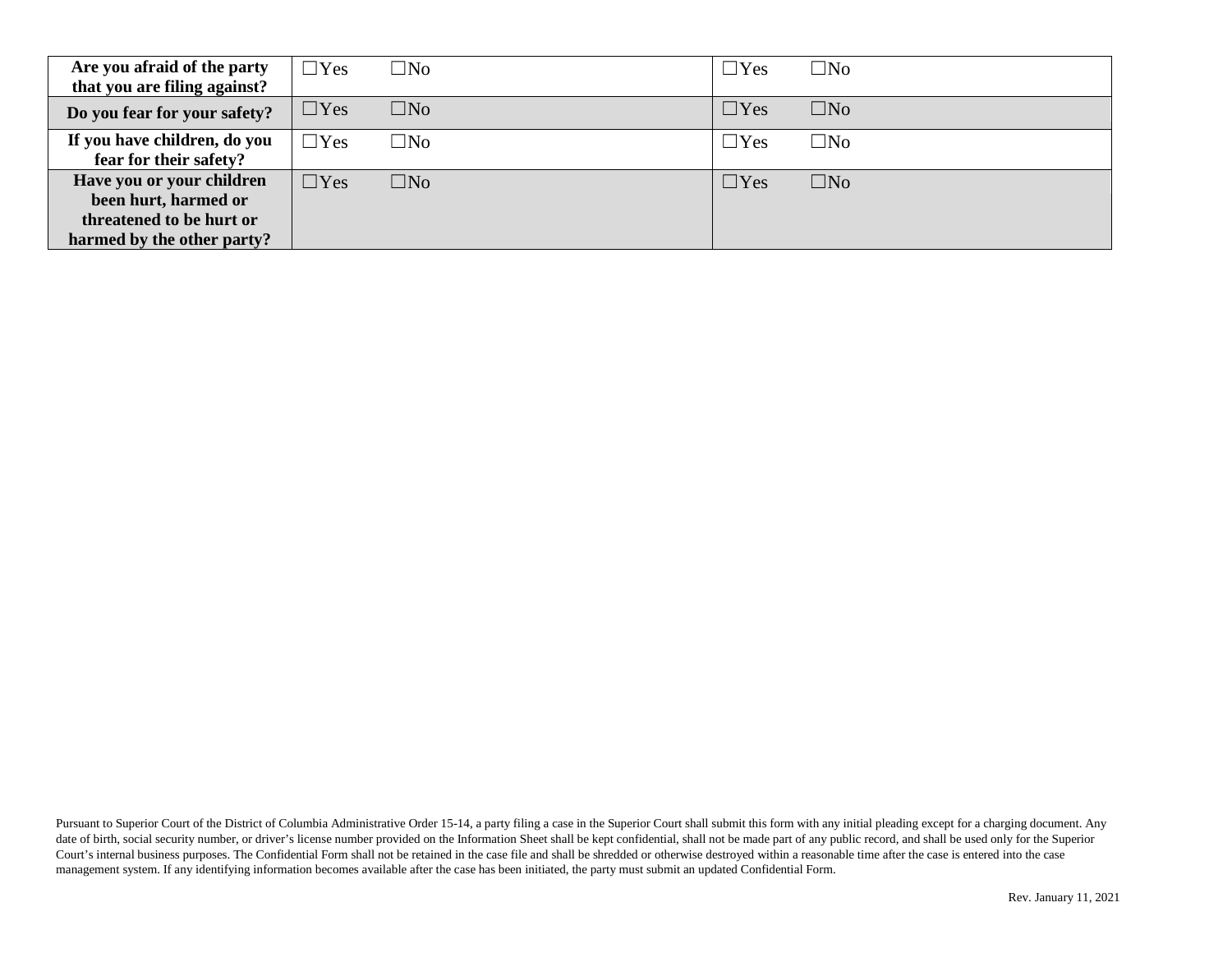| | | |
|---|---|---|
| **Are you afraid of the party that you are filing against?** | ☐Yes ☐No | ☐Yes ☐No |
| **Do you fear for your safety?** | ☐Yes ☐No | ☐Yes ☐No |
| **If you have children, do you fear for their safety?** | ☐Yes ☐No | ☐Yes ☐No |
| **Have you or your children been hurt, harmed or threatened to be hurt or harmed by the other party?** | ☐Yes ☐No | ☐Yes ☐No |

Pursuant to Superior Court of the District of Columbia Administrative Order 15-14, a party filing a case in the Superior Court shall submit this form with any initial pleading except for a charging document. Any date of birth, social security number, or driver's license number provided on the Information Sheet shall be kept confidential, shall not be made part of any public record, and shall be used only for the Superior Court's internal business purposes. The Confidential Form shall not be retained in the case file and shall be shredded or otherwise destroyed within a reasonable time after the case is entered into the case management system. If any identifying information becomes available after the case has been initiated, the party must submit an updated Confidential Form.

Rev. January 11, 2021